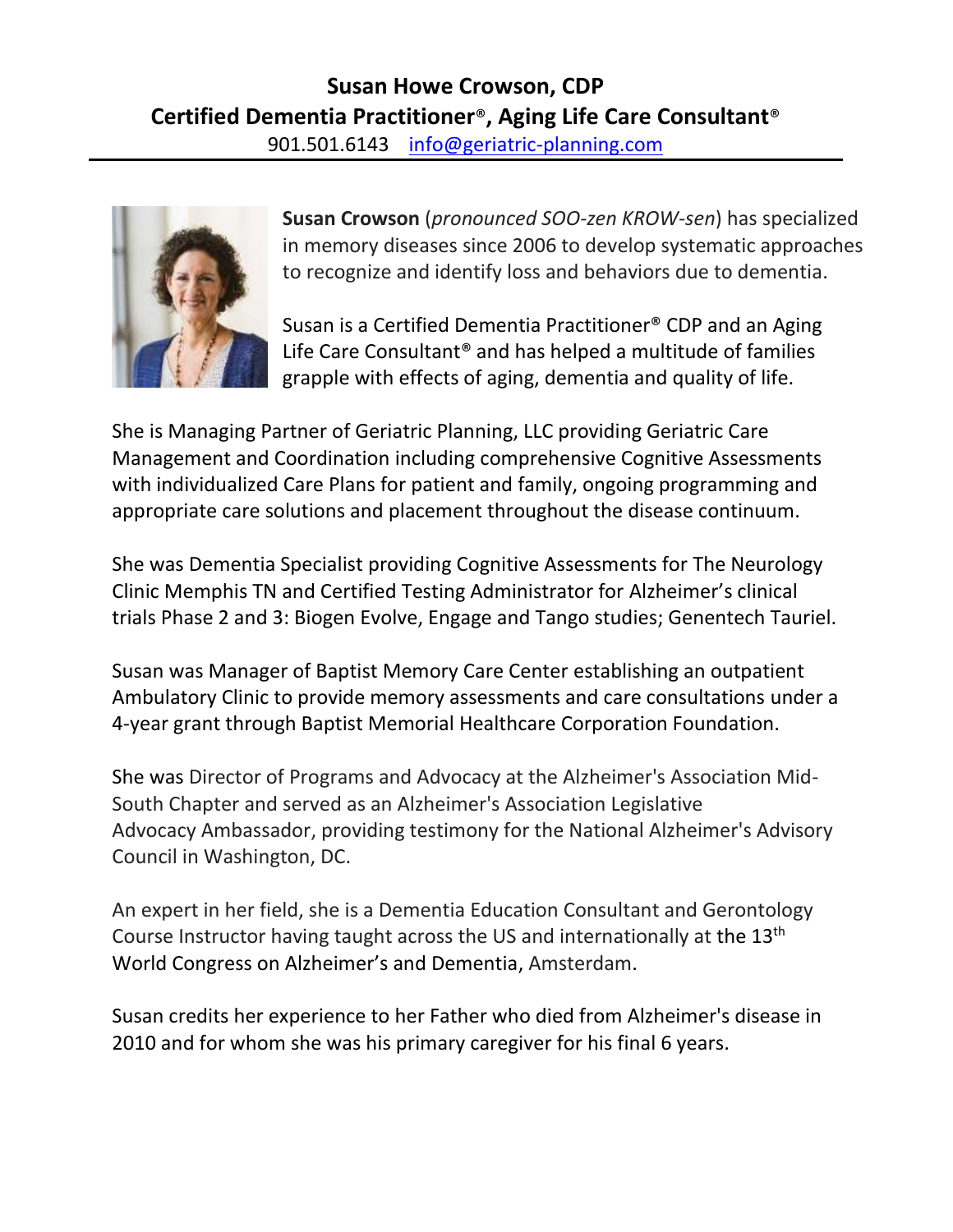# Susan Howe Crowson, CDP

## Certified Dementia Practitioner®, Aging Life Care Consultant®

901.501.6143 [info@geriatric-planning.com](mailto:info@geriatric-planning.com)

---

**Susan Crowson** (*pronounced SOO-zen KROW-sen*) has specialized in memory diseases since 2006 to develop systematic approaches to recognize and identify loss and behaviors due to dementia.

Susan is a Certified Dementia Practitioner® CDP and an Aging Life Care Consultant® and has helped a multitude of families grapple with effects of aging, dementia and quality of life.

She is Managing Partner of Geriatric Planning, LLC providing Geriatric Care Management and Coordination including comprehensive Cognitive Assessments with individualized Care Plans for patient and family, ongoing programming and appropriate care solutions and placement throughout the disease continuum.

She was Dementia Specialist providing Cognitive Assessments for The Neurology Clinic Memphis TN and Certified Testing Administrator for Alzheimer's clinical trials Phase 2 and 3: Biogen Evolve, Engage and Tango studies; Genentech Tauriel.

Susan was Manager of Baptist Memory Care Center establishing an outpatient Ambulatory Clinic to provide memory assessments and care consultations under a 4-year grant through Baptist Memorial Healthcare Corporation Foundation.

She was Director of Programs and Advocacy at the Alzheimer's Association Mid-South Chapter and served as an Alzheimer's Association Legislative Advocacy Ambassador, providing testimony for the National Alzheimer's Advisory Council in Washington, DC.

An expert in her field, she is a Dementia Education Consultant and Gerontology Course Instructor having taught across the US and internationally at the 13th World Congress on Alzheimer's and Dementia, Amsterdam.

Susan credits her experience to her Father who died from Alzheimer's disease in 2010 and for whom she was his primary caregiver for his final 6 years.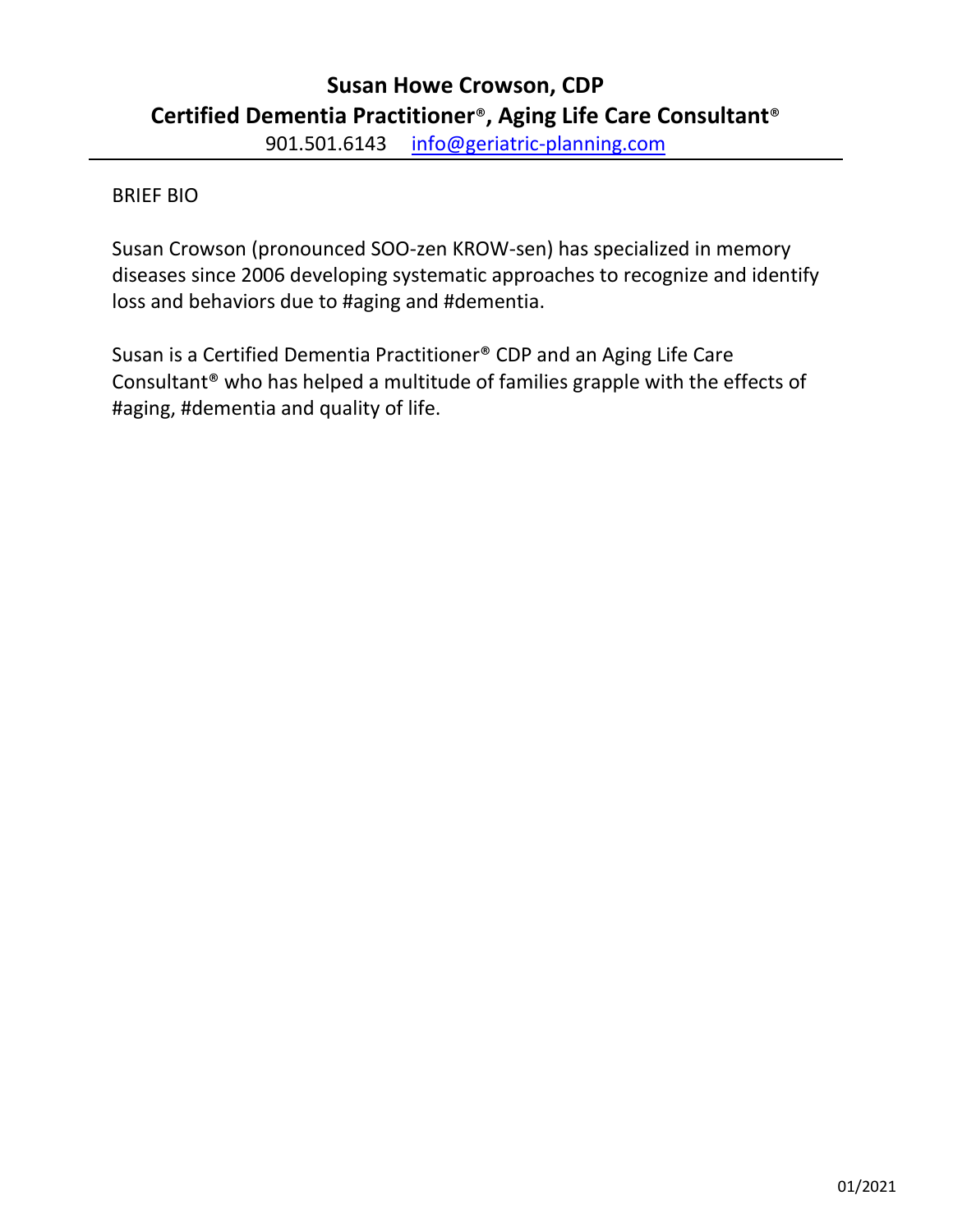# Susan Howe Crowson, CDP
## Certified Dementia Practitioner®, Aging Life Care Consultant®

901.501.6143 info@geriatric-planning.com

---

BRIEF BIO

Susan Crowson (pronounced SOO-zen KROW-sen) has specialized in memory diseases since 2006 developing systematic approaches to recognize and identify loss and behaviors due to #aging and #dementia.

Susan is a Certified Dementia Practitioner® CDP and an Aging Life Care Consultant® who has helped a multitude of families grapple with the effects of #aging, #dementia and quality of life.

01/2021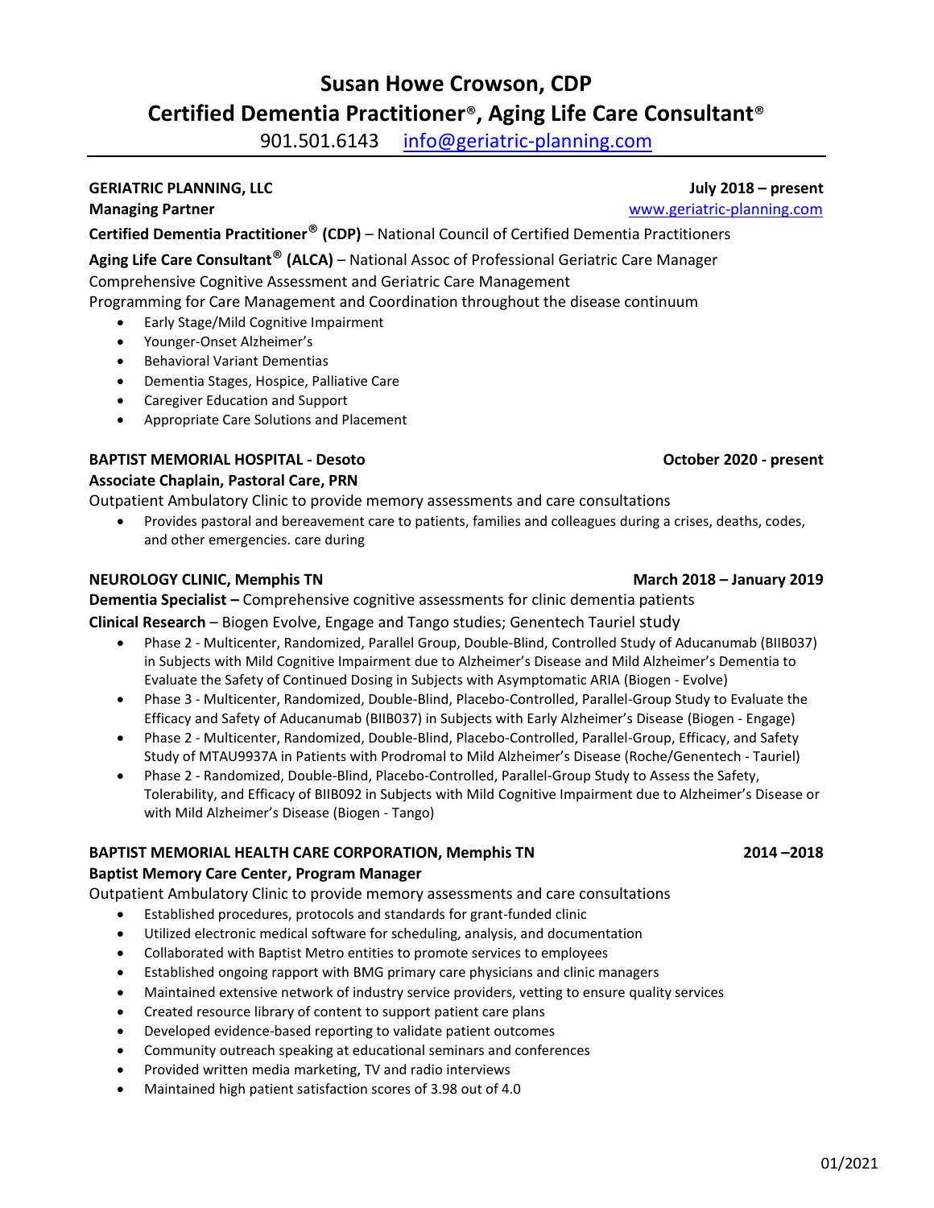# Susan Howe Crowson, CDP

## Certified Dementia Practitioner®, Aging Life Care Consultant®

901.501.6143 info@geriatric-planning.com

---

**GERIATRIC PLANNING, LLC** **July 2018 – present**

**Managing Partner** www.geriatric-planning.com

**Certified Dementia Practitioner® (CDP)** – National Council of Certified Dementia Practitioners

**Aging Life Care Consultant® (ALCA)** – National Assoc of Professional Geriatric Care Manager

Comprehensive Cognitive Assessment and Geriatric Care Management

Programming for Care Management and Coordination throughout the disease continuum

- Early Stage/Mild Cognitive Impairment
- Younger-Onset Alzheimer's
- Behavioral Variant Dementias
- Dementia Stages, Hospice, Palliative Care
- Caregiver Education and Support
- Appropriate Care Solutions and Placement

**BAPTIST MEMORIAL HOSPITAL - Desoto** **October 2020 - present**

**Associate Chaplain, Pastoral Care, PRN**

Outpatient Ambulatory Clinic to provide memory assessments and care consultations

- Provides pastoral and bereavement care to patients, families and colleagues during a crises, deaths, codes, and other emergencies. care during

**NEUROLOGY CLINIC, Memphis TN** **March 2018 – January 2019**

**Dementia Specialist –** Comprehensive cognitive assessments for clinic dementia patients

**Clinical Research** – Biogen Evolve, Engage and Tango studies; Genentech Tauriel study

- Phase 2 - Multicenter, Randomized, Parallel Group, Double-Blind, Controlled Study of Aducanumab (BIIB037) in Subjects with Mild Cognitive Impairment due to Alzheimer's Disease and Mild Alzheimer's Dementia to Evaluate the Safety of Continued Dosing in Subjects with Asymptomatic ARIA (Biogen - Evolve)
- Phase 3 - Multicenter, Randomized, Double-Blind, Placebo-Controlled, Parallel-Group Study to Evaluate the Efficacy and Safety of Aducanumab (BIIB037) in Subjects with Early Alzheimer's Disease (Biogen - Engage)
- Phase 2 - Multicenter, Randomized, Double-Blind, Placebo-Controlled, Parallel-Group, Efficacy, and Safety Study of MTAU9937A in Patients with Prodromal to Mild Alzheimer's Disease (Roche/Genentech - Tauriel)
- Phase 2 - Randomized, Double-Blind, Placebo-Controlled, Parallel-Group Study to Assess the Safety, Tolerability, and Efficacy of BIIB092 in Subjects with Mild Cognitive Impairment due to Alzheimer's Disease or with Mild Alzheimer's Disease (Biogen - Tango)

**BAPTIST MEMORIAL HEALTH CARE CORPORATION, Memphis TN** **2014 –2018**

**Baptist Memory Care Center, Program Manager**

Outpatient Ambulatory Clinic to provide memory assessments and care consultations

- Established procedures, protocols and standards for grant-funded clinic
- Utilized electronic medical software for scheduling, analysis, and documentation
- Collaborated with Baptist Metro entities to promote services to employees
- Established ongoing rapport with BMG primary care physicians and clinic managers
- Maintained extensive network of industry service providers, vetting to ensure quality services
- Created resource library of content to support patient care plans
- Developed evidence-based reporting to validate patient outcomes
- Community outreach speaking at educational seminars and conferences
- Provided written media marketing, TV and radio interviews
- Maintained high patient satisfaction scores of 3.98 out of 4.0

01/2021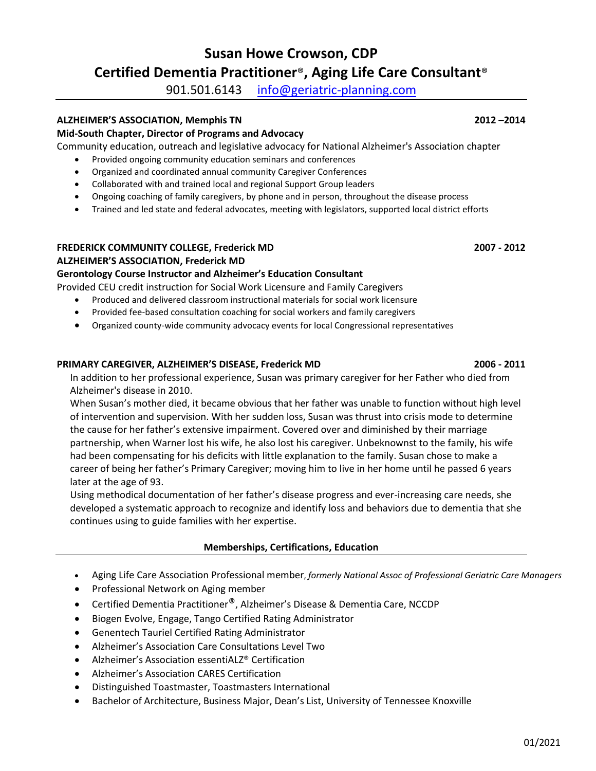# Susan Howe Crowson, CDP

## Certified Dementia Practitioner®, Aging Life Care Consultant®

901.501.6143    info@geriatric-planning.com

---

**ALZHEIMER'S ASSOCIATION, Memphis TN** **2012 –2014**

**Mid-South Chapter, Director of Programs and Advocacy**

Community education, outreach and legislative advocacy for National Alzheimer's Association chapter

- Provided ongoing community education seminars and conferences
- Organized and coordinated annual community Caregiver Conferences
- Collaborated with and trained local and regional Support Group leaders
- Ongoing coaching of family caregivers, by phone and in person, throughout the disease process
- Trained and led state and federal advocates, meeting with legislators, supported local district efforts

**FREDERICK COMMUNITY COLLEGE, Frederick MD** **2007 - 2012**

**ALZHEIMER'S ASSOCIATION, Frederick MD**

**Gerontology Course Instructor and Alzheimer's Education Consultant**

Provided CEU credit instruction for Social Work Licensure and Family Caregivers

- Produced and delivered classroom instructional materials for social work licensure
- Provided fee-based consultation coaching for social workers and family caregivers
- Organized county-wide community advocacy events for local Congressional representatives

**PRIMARY CAREGIVER, ALZHEIMER'S DISEASE, Frederick MD** **2006 - 2011**

In addition to her professional experience, Susan was primary caregiver for her Father who died from Alzheimer's disease in 2010.

When Susan's mother died, it became obvious that her father was unable to function without high level of intervention and supervision. With her sudden loss, Susan was thrust into crisis mode to determine the cause for her father's extensive impairment. Covered over and diminished by their marriage partnership, when Warner lost his wife, he also lost his caregiver. Unbeknownst to the family, his wife had been compensating for his deficits with little explanation to the family. Susan chose to make a career of being her father's Primary Caregiver; moving him to live in her home until he passed 6 years later at the age of 93.

Using methodical documentation of her father's disease progress and ever-increasing care needs, she developed a systematic approach to recognize and identify loss and behaviors due to dementia that she continues using to guide families with her expertise.

**Memberships, Certifications, Education**

---

- Aging Life Care Association Professional member, *formerly National Assoc of Professional Geriatric Care Managers*
- Professional Network on Aging member
- Certified Dementia Practitioner®, Alzheimer's Disease & Dementia Care, NCCDP
- Biogen Evolve, Engage, Tango Certified Rating Administrator
- Genentech Tauriel Certified Rating Administrator
- Alzheimer's Association Care Consultations Level Two
- Alzheimer's Association essentiALZ® Certification
- Alzheimer's Association CARES Certification
- Distinguished Toastmaster, Toastmasters International
- Bachelor of Architecture, Business Major, Dean's List, University of Tennessee Knoxville

01/2021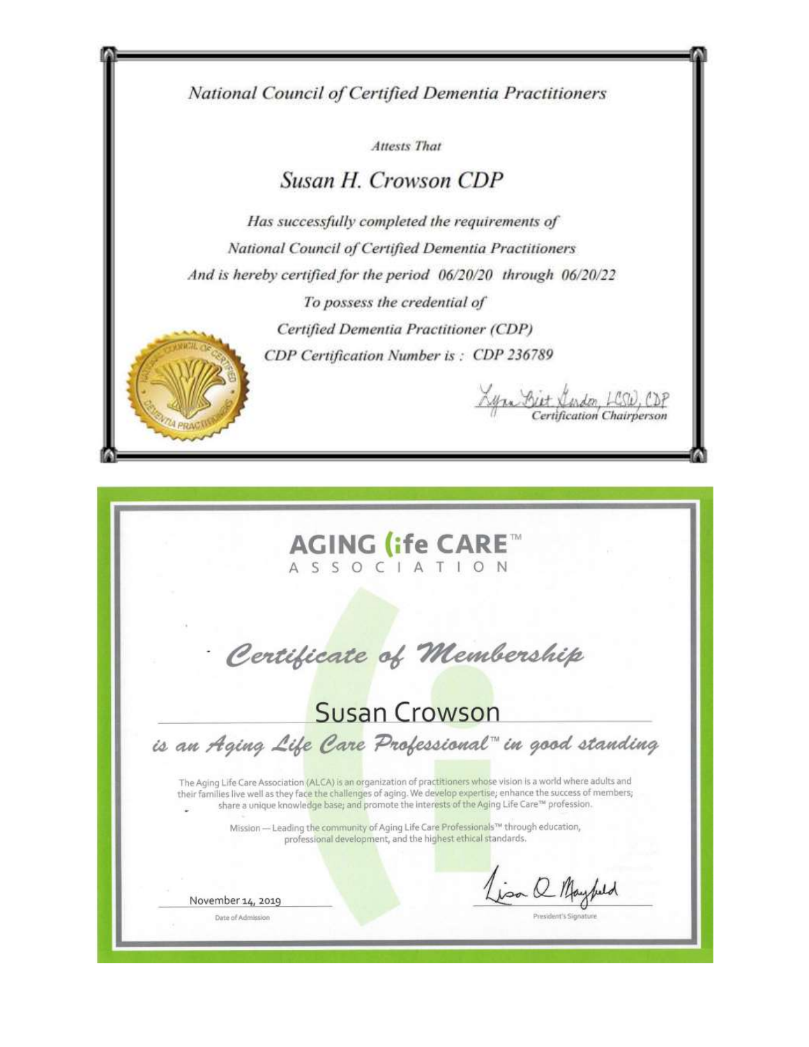*National Council of Certified Dementia Practitioners*

*Attests That*

## *Susan H. Crowson CDP*

*Has successfully completed the requirements of*

*National Council of Certified Dementia Practitioners*

*And is hereby certified for the period 06/20/20 through 06/20/22*

*To possess the credential of*

*Certified Dementia Practitioner (CDP)*

*CDP Certification Number is : CDP 236789*

Lynn Birt Gordon, LCSW, CDP
*Certification Chairperson*

---

# AGING Life CARE™ ASSOCIATION

## *Certificate of Membership*

## Susan Crowson

*is an Aging Life Care Professional™ in good standing*

The Aging Life Care Association (ALCA) is an organization of practitioners whose vision is a world where adults and their families live well as they face the challenges of aging. We develop expertise; enhance the success of members; share a unique knowledge base; and promote the interests of the Aging Life Care™ profession.

Mission — Leading the community of Aging Life Care Professionals™ through education, professional development, and the highest ethical standards.

November 14, 2019
Date of Admission

Lisa Q Mayfield
President's Signature